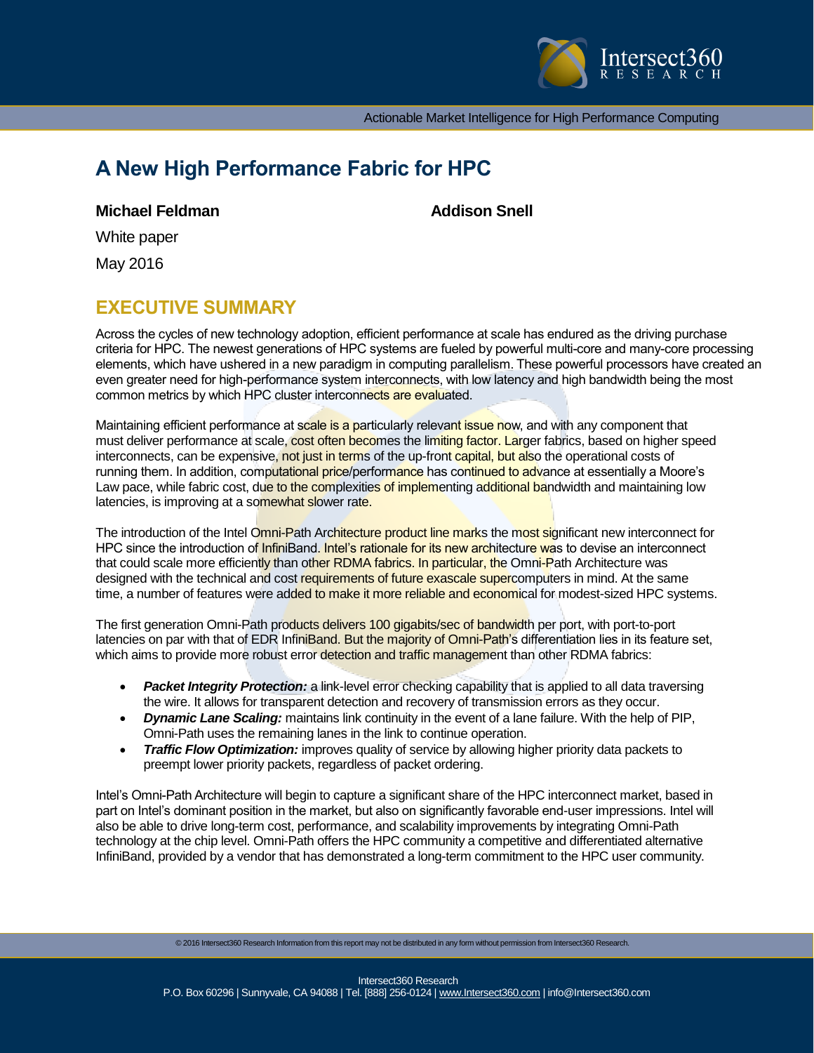# A New High Performance Fabric for HPC

**Michael Feldman** **Addison Snell**

White paper

May 2016

## EXECUTIVE SUMMARY

Across the cycles of new technology adoption, efficient performance at scale has endured as the driving purchase criteria for HPC. The newest generations of HPC systems are fueled by powerful multi-core and many-core processing elements, which have ushered in a new paradigm in computing parallelism. These powerful processors have created an even greater need for high-performance system interconnects, with low latency and high bandwidth being the most common metrics by which HPC cluster interconnects are evaluated.

Maintaining efficient performance at scale is a particularly relevant issue now, and with any component that must deliver performance at scale, cost often becomes the limiting factor. Larger fabrics, based on higher speed interconnects, can be expensive, not just in terms of the up-front capital, but also the operational costs of running them. In addition, computational price/performance has continued to advance at essentially a Moore's Law pace, while fabric cost, due to the complexities of implementing additional bandwidth and maintaining low latencies, is improving at a somewhat slower rate.

The introduction of the Intel Omni-Path Architecture product line marks the most significant new interconnect for HPC since the introduction of InfiniBand. Intel's rationale for its new architecture was to devise an interconnect that could scale more efficiently than other RDMA fabrics. In particular, the Omni-Path Architecture was designed with the technical and cost requirements of future exascale supercomputers in mind. At the same time, a number of features were added to make it more reliable and economical for modest-sized HPC systems.

The first generation Omni-Path products delivers 100 gigabits/sec of bandwidth per port, with port-to-port latencies on par with that of EDR InfiniBand. But the majority of Omni-Path's differentiation lies in its feature set, which aims to provide more robust error detection and traffic management than other RDMA fabrics:

- ***Packet Integrity Protection:*** a link-level error checking capability that is applied to all data traversing the wire. It allows for transparent detection and recovery of transmission errors as they occur.
- ***Dynamic Lane Scaling:*** maintains link continuity in the event of a lane failure. With the help of PIP, Omni-Path uses the remaining lanes in the link to continue operation.
- ***Traffic Flow Optimization:*** improves quality of service by allowing higher priority data packets to preempt lower priority packets, regardless of packet ordering.

Intel's Omni-Path Architecture will begin to capture a significant share of the HPC interconnect market, based in part on Intel's dominant position in the market, but also on significantly favorable end-user impressions. Intel will also be able to drive long-term cost, performance, and scalability improvements by integrating Omni-Path technology at the chip level. Omni-Path offers the HPC community a competitive and differentiated alternative InfiniBand, provided by a vendor that has demonstrated a long-term commitment to the HPC user community.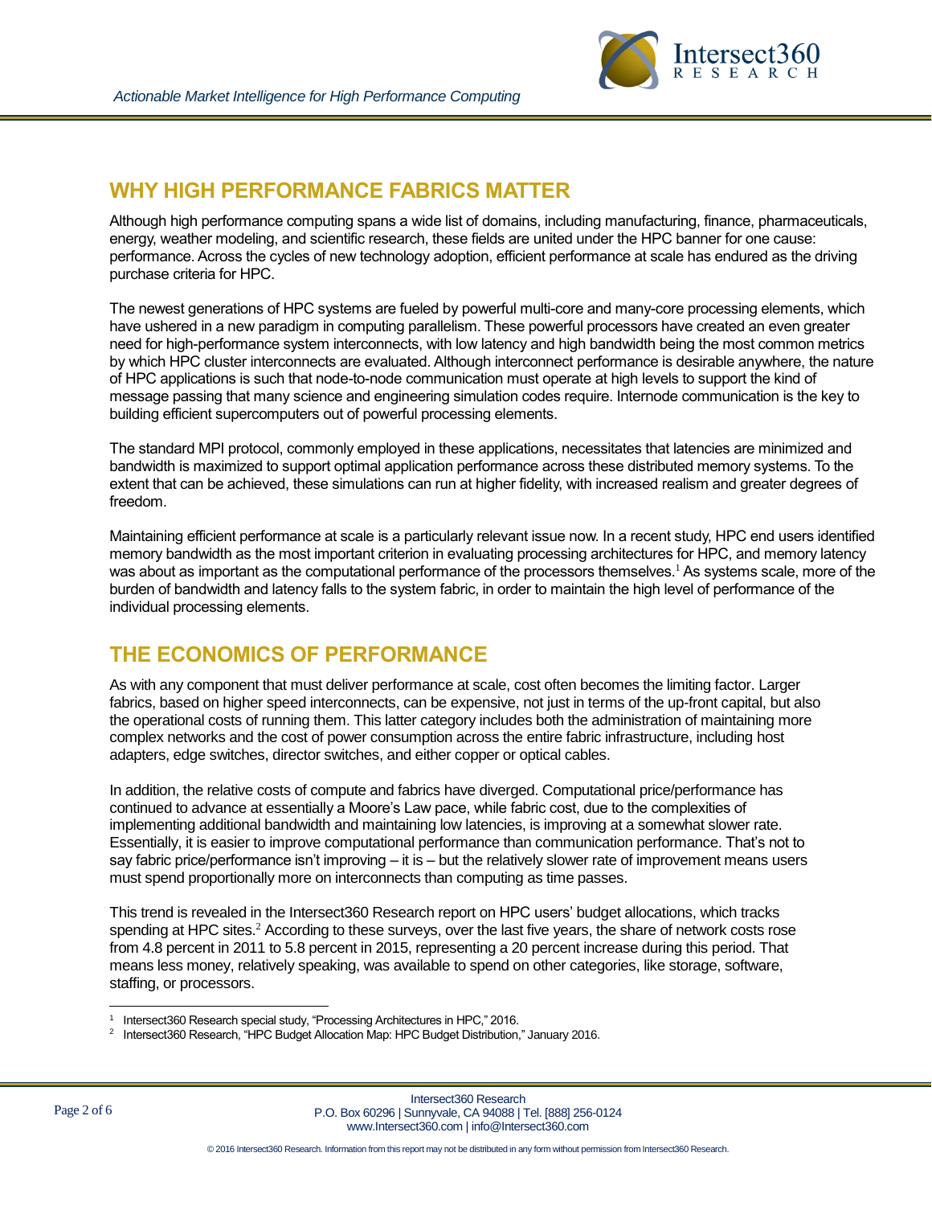## WHY HIGH PERFORMANCE FABRICS MATTER

Although high performance computing spans a wide list of domains, including manufacturing, finance, pharmaceuticals, energy, weather modeling, and scientific research, these fields are united under the HPC banner for one cause: performance. Across the cycles of new technology adoption, efficient performance at scale has endured as the driving purchase criteria for HPC.

The newest generations of HPC systems are fueled by powerful multi-core and many-core processing elements, which have ushered in a new paradigm in computing parallelism. These powerful processors have created an even greater need for high-performance system interconnects, with low latency and high bandwidth being the most common metrics by which HPC cluster interconnects are evaluated. Although interconnect performance is desirable anywhere, the nature of HPC applications is such that node-to-node communication must operate at high levels to support the kind of message passing that many science and engineering simulation codes require. Internode communication is the key to building efficient supercomputers out of powerful processing elements.

The standard MPI protocol, commonly employed in these applications, necessitates that latencies are minimized and bandwidth is maximized to support optimal application performance across these distributed memory systems. To the extent that can be achieved, these simulations can run at higher fidelity, with increased realism and greater degrees of freedom.

Maintaining efficient performance at scale is a particularly relevant issue now. In a recent study, HPC end users identified memory bandwidth as the most important criterion in evaluating processing architectures for HPC, and memory latency was about as important as the computational performance of the processors themselves.[1] As systems scale, more of the burden of bandwidth and latency falls to the system fabric, in order to maintain the high level of performance of the individual processing elements.

## THE ECONOMICS OF PERFORMANCE

As with any component that must deliver performance at scale, cost often becomes the limiting factor. Larger fabrics, based on higher speed interconnects, can be expensive, not just in terms of the up-front capital, but also the operational costs of running them. This latter category includes both the administration of maintaining more complex networks and the cost of power consumption across the entire fabric infrastructure, including host adapters, edge switches, director switches, and either copper or optical cables.

In addition, the relative costs of compute and fabrics have diverged. Computational price/performance has continued to advance at essentially a Moore's Law pace, while fabric cost, due to the complexities of implementing additional bandwidth and maintaining low latencies, is improving at a somewhat slower rate. Essentially, it is easier to improve computational performance than communication performance. That's not to say fabric price/performance isn't improving – it is – but the relatively slower rate of improvement means users must spend proportionally more on interconnects than computing as time passes.

This trend is revealed in the Intersect360 Research report on HPC users' budget allocations, which tracks spending at HPC sites.[2] According to these surveys, over the last five years, the share of network costs rose from 4.8 percent in 2011 to 5.8 percent in 2015, representing a 20 percent increase during this period. That means less money, relatively speaking, was available to spend on other categories, like storage, software, staffing, or processors.

---

[1] Intersect360 Research special study, "Processing Architectures in HPC," 2016.

[2] Intersect360 Research, "HPC Budget Allocation Map: HPC Budget Distribution," January 2016.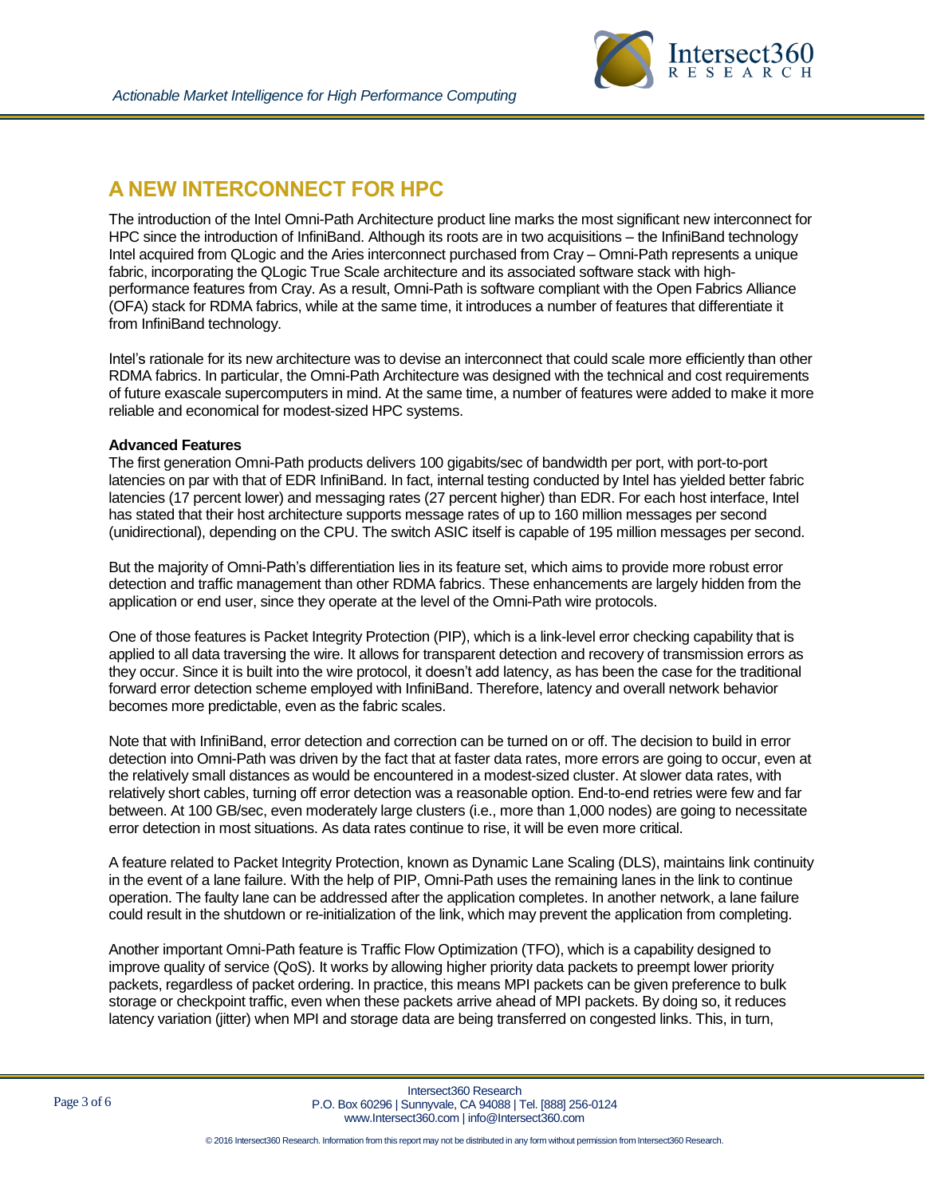## A NEW INTERCONNECT FOR HPC

The introduction of the Intel Omni-Path Architecture product line marks the most significant new interconnect for HPC since the introduction of InfiniBand. Although its roots are in two acquisitions – the InfiniBand technology Intel acquired from QLogic and the Aries interconnect purchased from Cray – Omni-Path represents a unique fabric, incorporating the QLogic True Scale architecture and its associated software stack with high-performance features from Cray. As a result, Omni-Path is software compliant with the Open Fabrics Alliance (OFA) stack for RDMA fabrics, while at the same time, it introduces a number of features that differentiate it from InfiniBand technology.

Intel's rationale for its new architecture was to devise an interconnect that could scale more efficiently than other RDMA fabrics. In particular, the Omni-Path Architecture was designed with the technical and cost requirements of future exascale supercomputers in mind. At the same time, a number of features were added to make it more reliable and economical for modest-sized HPC systems.

**Advanced Features**

The first generation Omni-Path products delivers 100 gigabits/sec of bandwidth per port, with port-to-port latencies on par with that of EDR InfiniBand. In fact, internal testing conducted by Intel has yielded better fabric latencies (17 percent lower) and messaging rates (27 percent higher) than EDR. For each host interface, Intel has stated that their host architecture supports message rates of up to 160 million messages per second (unidirectional), depending on the CPU. The switch ASIC itself is capable of 195 million messages per second.

But the majority of Omni-Path's differentiation lies in its feature set, which aims to provide more robust error detection and traffic management than other RDMA fabrics. These enhancements are largely hidden from the application or end user, since they operate at the level of the Omni-Path wire protocols.

One of those features is Packet Integrity Protection (PIP), which is a link-level error checking capability that is applied to all data traversing the wire. It allows for transparent detection and recovery of transmission errors as they occur. Since it is built into the wire protocol, it doesn't add latency, as has been the case for the traditional forward error detection scheme employed with InfiniBand. Therefore, latency and overall network behavior becomes more predictable, even as the fabric scales.

Note that with InfiniBand, error detection and correction can be turned on or off. The decision to build in error detection into Omni-Path was driven by the fact that at faster data rates, more errors are going to occur, even at the relatively small distances as would be encountered in a modest-sized cluster. At slower data rates, with relatively short cables, turning off error detection was a reasonable option. End-to-end retries were few and far between. At 100 GB/sec, even moderately large clusters (i.e., more than 1,000 nodes) are going to necessitate error detection in most situations. As data rates continue to rise, it will be even more critical.

A feature related to Packet Integrity Protection, known as Dynamic Lane Scaling (DLS), maintains link continuity in the event of a lane failure. With the help of PIP, Omni-Path uses the remaining lanes in the link to continue operation. The faulty lane can be addressed after the application completes. In another network, a lane failure could result in the shutdown or re-initialization of the link, which may prevent the application from completing.

Another important Omni-Path feature is Traffic Flow Optimization (TFO), which is a capability designed to improve quality of service (QoS). It works by allowing higher priority data packets to preempt lower priority packets, regardless of packet ordering. In practice, this means MPI packets can be given preference to bulk storage or checkpoint traffic, even when these packets arrive ahead of MPI packets. By doing so, it reduces latency variation (jitter) when MPI and storage data are being transferred on congested links. This, in turn,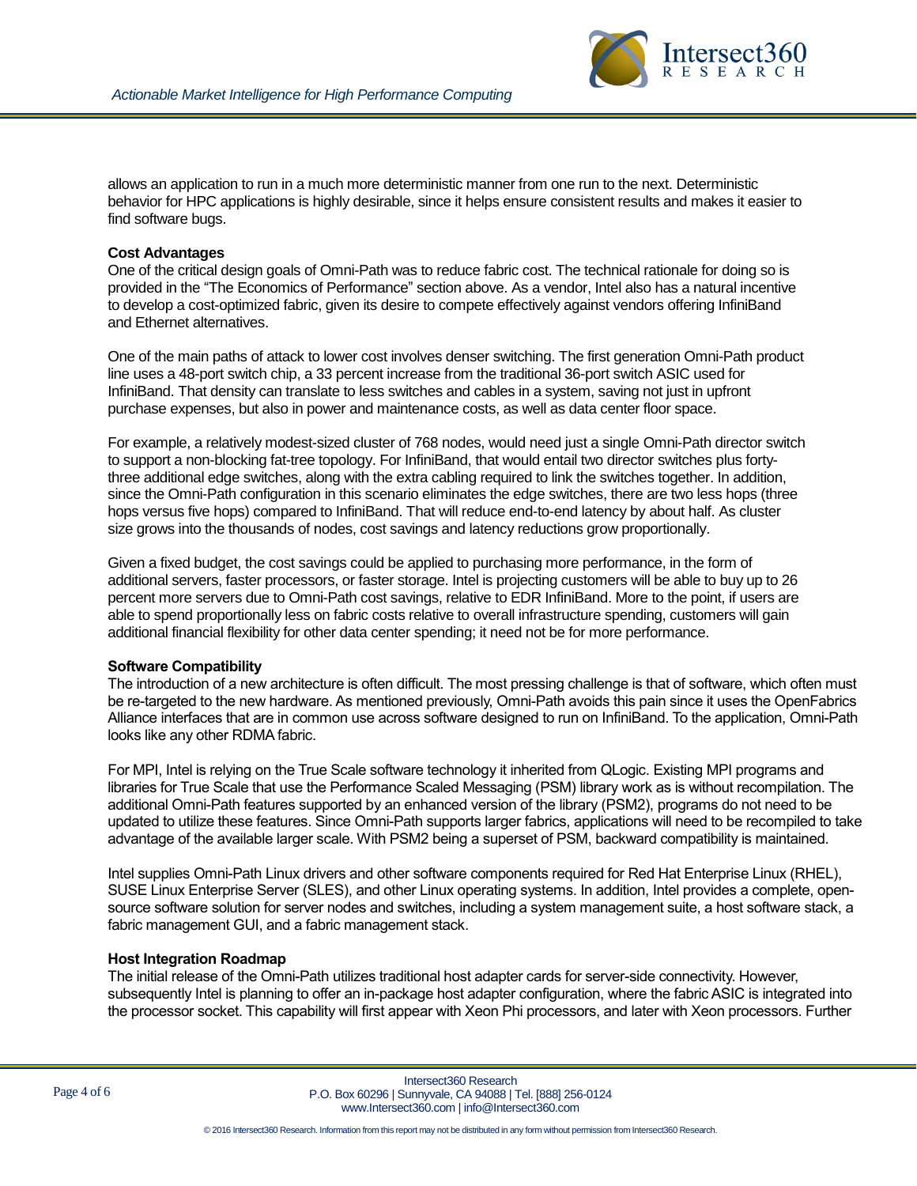allows an application to run in a much more deterministic manner from one run to the next. Deterministic behavior for HPC applications is highly desirable, since it helps ensure consistent results and makes it easier to find software bugs.

**Cost Advantages**

One of the critical design goals of Omni-Path was to reduce fabric cost. The technical rationale for doing so is provided in the "The Economics of Performance" section above. As a vendor, Intel also has a natural incentive to develop a cost-optimized fabric, given its desire to compete effectively against vendors offering InfiniBand and Ethernet alternatives.

One of the main paths of attack to lower cost involves denser switching. The first generation Omni-Path product line uses a 48-port switch chip, a 33 percent increase from the traditional 36-port switch ASIC used for InfiniBand. That density can translate to less switches and cables in a system, saving not just in upfront purchase expenses, but also in power and maintenance costs, as well as data center floor space.

For example, a relatively modest-sized cluster of 768 nodes, would need just a single Omni-Path director switch to support a non-blocking fat-tree topology. For InfiniBand, that would entail two director switches plus forty-three additional edge switches, along with the extra cabling required to link the switches together. In addition, since the Omni-Path configuration in this scenario eliminates the edge switches, there are two less hops (three hops versus five hops) compared to InfiniBand. That will reduce end-to-end latency by about half. As cluster size grows into the thousands of nodes, cost savings and latency reductions grow proportionally.

Given a fixed budget, the cost savings could be applied to purchasing more performance, in the form of additional servers, faster processors, or faster storage. Intel is projecting customers will be able to buy up to 26 percent more servers due to Omni-Path cost savings, relative to EDR InfiniBand. More to the point, if users are able to spend proportionally less on fabric costs relative to overall infrastructure spending, customers will gain additional financial flexibility for other data center spending; it need not be for more performance.

**Software Compatibility**

The introduction of a new architecture is often difficult. The most pressing challenge is that of software, which often must be re-targeted to the new hardware. As mentioned previously, Omni-Path avoids this pain since it uses the OpenFabrics Alliance interfaces that are in common use across software designed to run on InfiniBand. To the application, Omni-Path looks like any other RDMA fabric.

For MPI, Intel is relying on the True Scale software technology it inherited from QLogic. Existing MPI programs and libraries for True Scale that use the Performance Scaled Messaging (PSM) library work as is without recompilation. The additional Omni-Path features supported by an enhanced version of the library (PSM2), programs do not need to be updated to utilize these features. Since Omni-Path supports larger fabrics, applications will need to be recompiled to take advantage of the available larger scale. With PSM2 being a superset of PSM, backward compatibility is maintained.

Intel supplies Omni-Path Linux drivers and other software components required for Red Hat Enterprise Linux (RHEL), SUSE Linux Enterprise Server (SLES), and other Linux operating systems. In addition, Intel provides a complete, open-source software solution for server nodes and switches, including a system management suite, a host software stack, a fabric management GUI, and a fabric management stack.

**Host Integration Roadmap**

The initial release of the Omni-Path utilizes traditional host adapter cards for server-side connectivity. However, subsequently Intel is planning to offer an in-package host adapter configuration, where the fabric ASIC is integrated into the processor socket. This capability will first appear with Xeon Phi processors, and later with Xeon processors. Further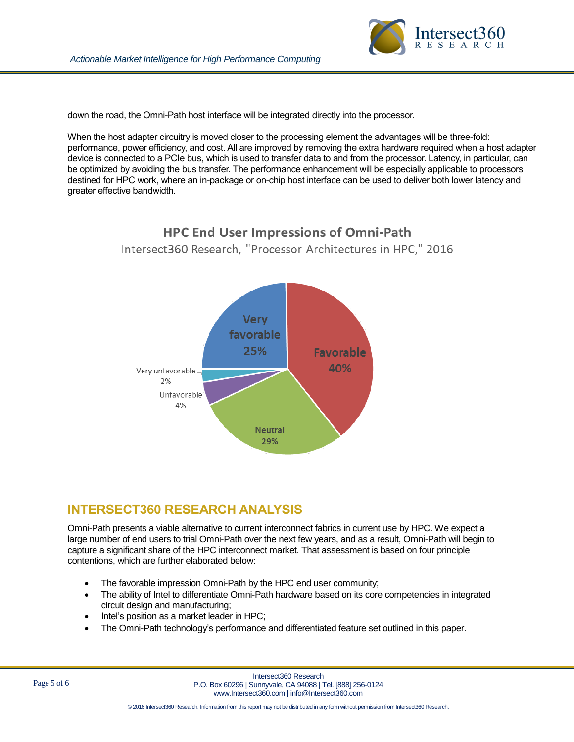down the road, the Omni-Path host interface will be integrated directly into the processor.

When the host adapter circuitry is moved closer to the processing element the advantages will be three-fold: performance, power efficiency, and cost. All are improved by removing the extra hardware required when a host adapter device is connected to a PCIe bus, which is used to transfer data to and from the processor. Latency, in particular, can be optimized by avoiding the bus transfer. The performance enhancement will be especially applicable to processors destined for HPC work, where an in-package or on-chip host interface can be used to deliver both lower latency and greater effective bandwidth.

**HPC End User Impressions of Omni-Path**

Intersect360 Research, "Processor Architectures in HPC," 2016

| Impression | Share |
|---|---|
| Very favorable | 25% |
| Favorable | 40% |
| Neutral | 29% |
| Unfavorable | 4% |
| Very unfavorable | 2% |

## INTERSECT360 RESEARCH ANALYSIS

Omni-Path presents a viable alternative to current interconnect fabrics in current use by HPC. We expect a large number of end users to trial Omni-Path over the next few years, and as a result, Omni-Path will begin to capture a significant share of the HPC interconnect market. That assessment is based on four principle contentions, which are further elaborated below:

- The favorable impression Omni-Path by the HPC end user community;
- The ability of Intel to differentiate Omni-Path hardware based on its core competencies in integrated circuit design and manufacturing;
- Intel's position as a market leader in HPC;
- The Omni-Path technology's performance and differentiated feature set outlined in this paper.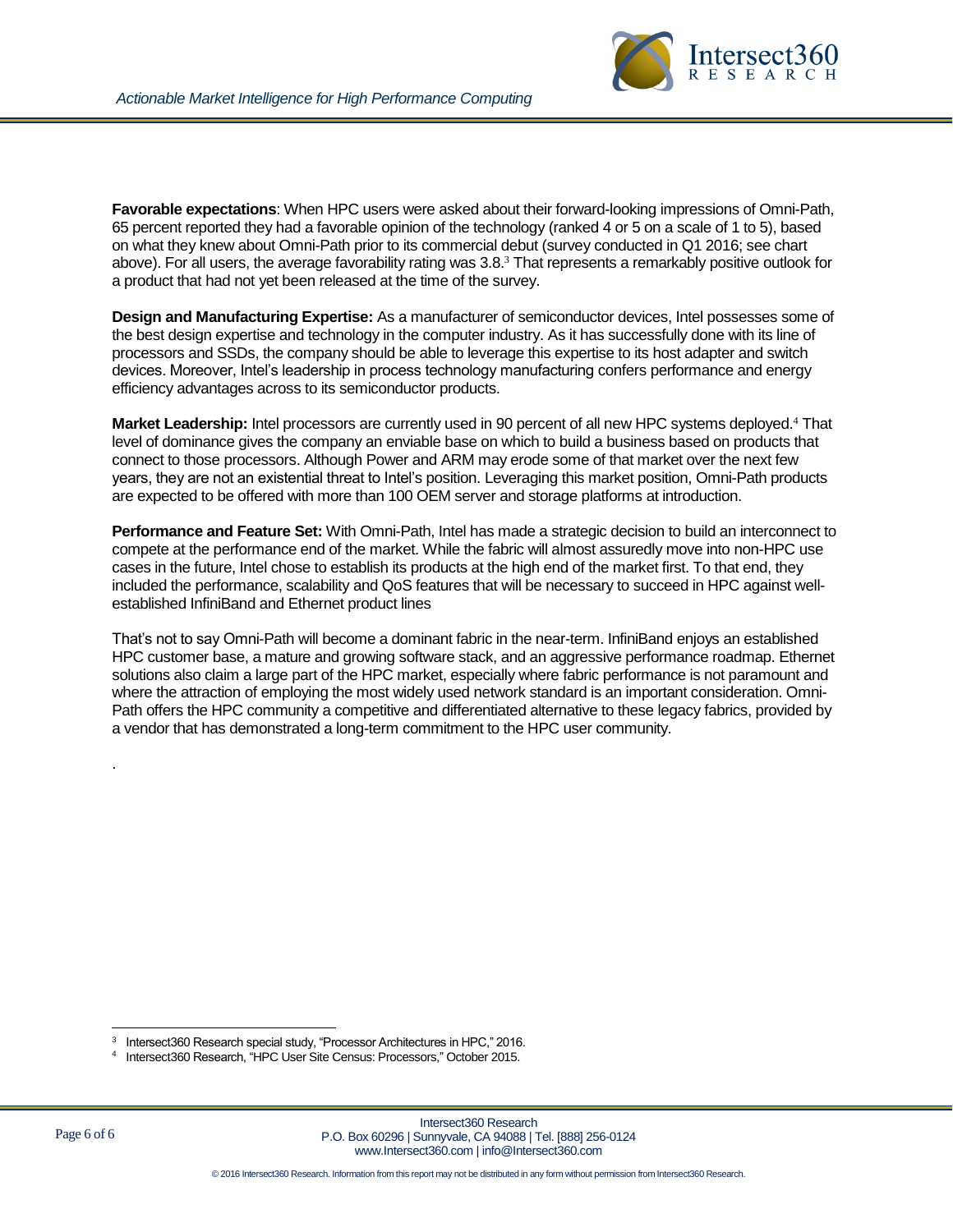**Favorable expectations**: When HPC users were asked about their forward-looking impressions of Omni-Path, 65 percent reported they had a favorable opinion of the technology (ranked 4 or 5 on a scale of 1 to 5), based on what they knew about Omni-Path prior to its commercial debut (survey conducted in Q1 2016; see chart above). For all users, the average favorability rating was 3.8.[3] That represents a remarkably positive outlook for a product that had not yet been released at the time of the survey.

**Design and Manufacturing Expertise:** As a manufacturer of semiconductor devices, Intel possesses some of the best design expertise and technology in the computer industry. As it has successfully done with its line of processors and SSDs, the company should be able to leverage this expertise to its host adapter and switch devices. Moreover, Intel's leadership in process technology manufacturing confers performance and energy efficiency advantages across to its semiconductor products.

**Market Leadership:** Intel processors are currently used in 90 percent of all new HPC systems deployed.[4] That level of dominance gives the company an enviable base on which to build a business based on products that connect to those processors. Although Power and ARM may erode some of that market over the next few years, they are not an existential threat to Intel's position. Leveraging this market position, Omni-Path products are expected to be offered with more than 100 OEM server and storage platforms at introduction.

**Performance and Feature Set:** With Omni-Path, Intel has made a strategic decision to build an interconnect to compete at the performance end of the market. While the fabric will almost assuredly move into non-HPC use cases in the future, Intel chose to establish its products at the high end of the market first. To that end, they included the performance, scalability and QoS features that will be necessary to succeed in HPC against well-established InfiniBand and Ethernet product lines

That's not to say Omni-Path will become a dominant fabric in the near-term. InfiniBand enjoys an established HPC customer base, a mature and growing software stack, and an aggressive performance roadmap. Ethernet solutions also claim a large part of the HPC market, especially where fabric performance is not paramount and where the attraction of employing the most widely used network standard is an important consideration. Omni-Path offers the HPC community a competitive and differentiated alternative to these legacy fabrics, provided by a vendor that has demonstrated a long-term commitment to the HPC user community.

.

[3] Intersect360 Research special study, "Processor Architectures in HPC," 2016.

[4] Intersect360 Research, "HPC User Site Census: Processors," October 2015.